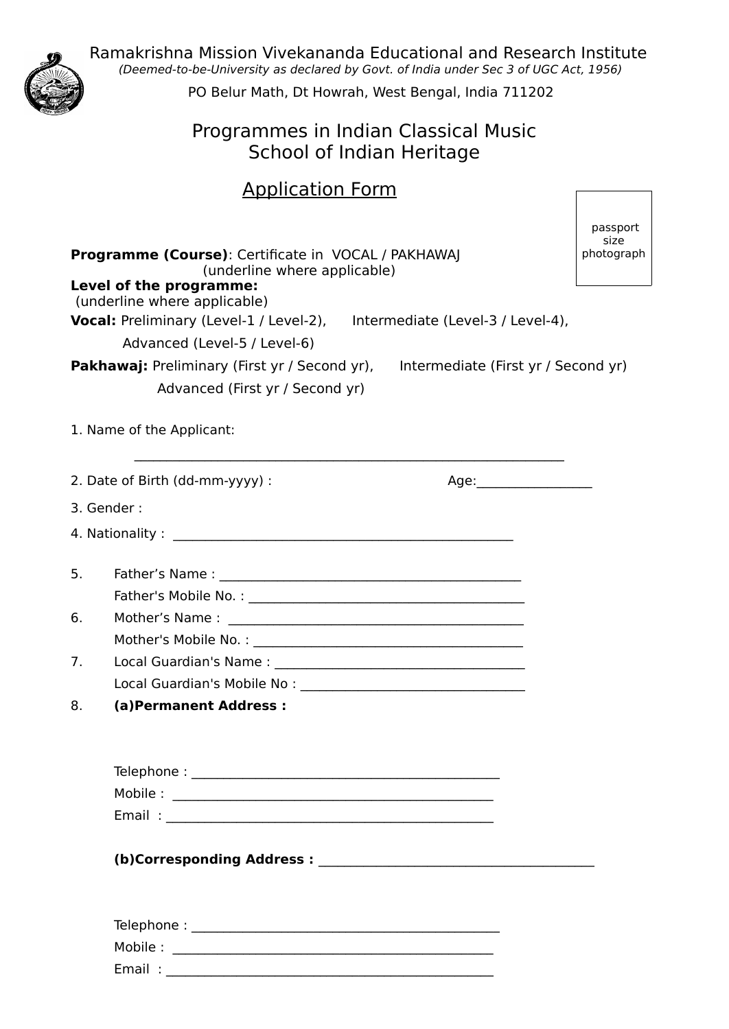# Ramakrishna Mission Vivekananda Educational and Research Institute

*(Deemed-to-be-University as declared by Govt. of India under Sec 3 of UGC Act, 1956)*

PO Belur Math, Dt Howrah, West Bengal, India 711202

## Programmes in Indian Classical Music
## School of Indian Heritage

### Application Form

passport size photograph

**Programme (Course)**: Certificate in VOCAL / PAKHAWAJ
(underline where applicable)

**Level of the programme:**
(underline where applicable)

**Vocal:** Preliminary (Level-1 / Level-2), Intermediate (Level-3 / Level-4),
Advanced (Level-5 / Level-6)

**Pakhawaj:** Preliminary (First yr / Second yr), Intermediate (First yr / Second yr)
Advanced (First yr / Second yr)

1. Name of the Applicant:

   ________________________________________________________________

2. Date of Birth (dd-mm-yyyy) : Age:_________________

3. Gender :

4. Nationality : ___________________________________________________

5. Father's Name : _____________________________________________
   Father's Mobile No. : __________________________________________

6. Mother's Name : _____________________________________________
   Mother's Mobile No. : __________________________________________

7. Local Guardian's Name : ______________________________________
   Local Guardian's Mobile No : __________________________________

8. **(a)Permanent Address :**

   Telephone : ______________________________________________
   Mobile : ________________________________________________
   Email : _________________________________________________

   **(b)Corresponding Address :** _________________________________________

   Telephone : ______________________________________________
   Mobile : ________________________________________________
   Email : _________________________________________________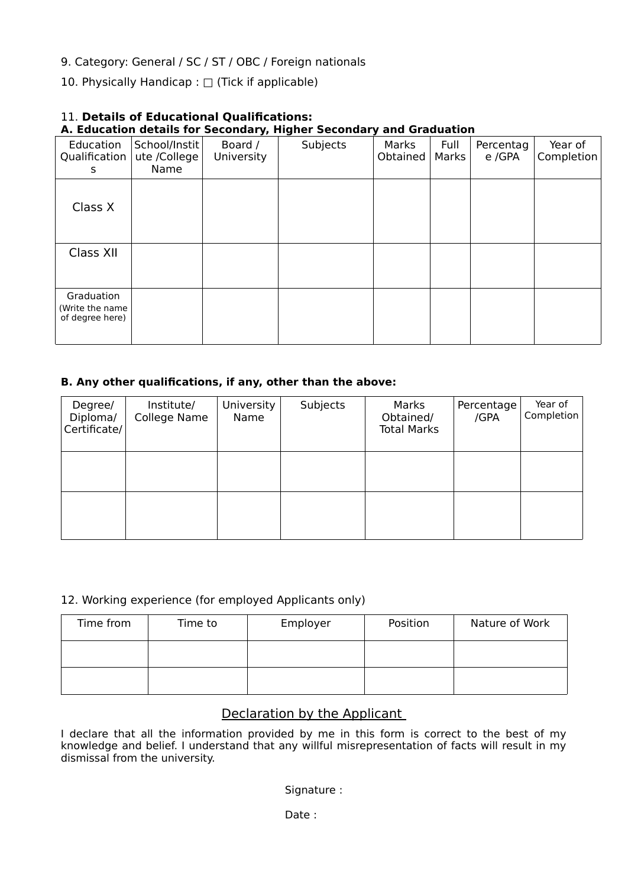9. Category: General / SC / ST / OBC / Foreign nationals

10. Physically Handicap : □ (Tick if applicable)

11. **Details of Educational Qualifications:**

**A. Education details for Secondary, Higher Secondary and Graduation**

| Education Qualifications | School/Institute /College Name | Board / University | Subjects | Marks Obtained | Full Marks | Percentage /GPA | Year of Completion |
|---|---|---|---|---|---|---|---|
| Class X | | | | | | | |
| Class XII | | | | | | | |
| Graduation (Write the name of degree here) | | | | | | | |

**B. Any other qualifications, if any, other than the above:**

| Degree/ Diploma/ Certificate/ | Institute/ College Name | University Name | Subjects | Marks Obtained/ Total Marks | Percentage /GPA | Year of Completion |
|---|---|---|---|---|---|---|
| | | | | | | |
| | | | | | | |

12. Working experience (for employed Applicants only)

| Time from | Time to | Employer | Position | Nature of Work |
|---|---|---|---|---|
| | | | | |
| | | | | |

## Declaration by the Applicant

I declare that all the information provided by me in this form is correct to the best of my knowledge and belief. I understand that any willful misrepresentation of facts will result in my dismissal from the university.

Signature :

Date :